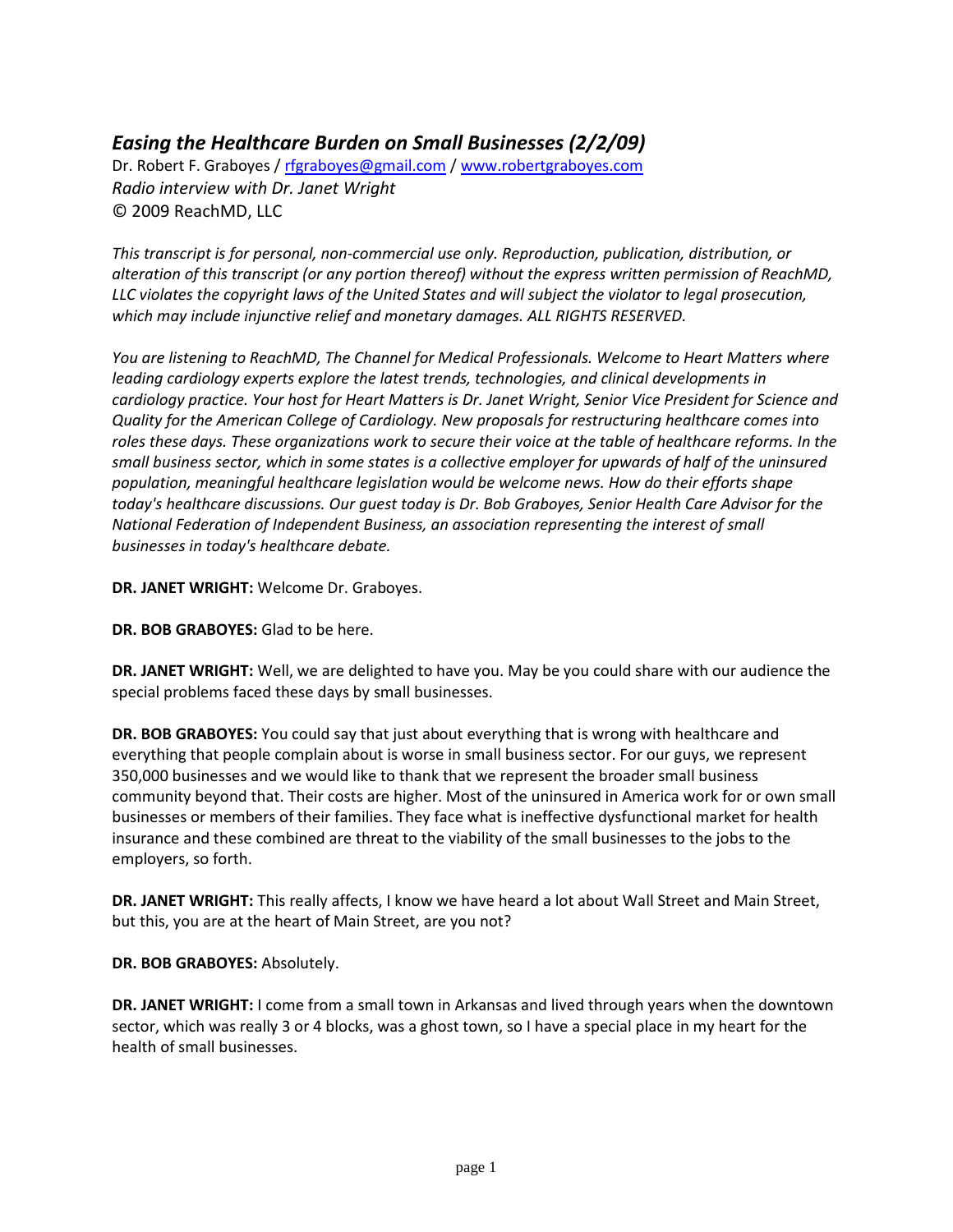## *Easing the Healthcare Burden on Small Businesses (2/2/09)*

Dr. Robert F. Graboyes / rfgraboyes@gmail.com / www.robertgraboyes.com
*Radio interview with Dr. Janet Wright*
© 2009 ReachMD, LLC

*This transcript is for personal, non-commercial use only. Reproduction, publication, distribution, or alteration of this transcript (or any portion thereof) without the express written permission of ReachMD, LLC violates the copyright laws of the United States and will subject the violator to legal prosecution, which may include injunctive relief and monetary damages. ALL RIGHTS RESERVED.*

*You are listening to ReachMD, The Channel for Medical Professionals. Welcome to Heart Matters where leading cardiology experts explore the latest trends, technologies, and clinical developments in cardiology practice. Your host for Heart Matters is Dr. Janet Wright, Senior Vice President for Science and Quality for the American College of Cardiology. New proposals for restructuring healthcare comes into roles these days. These organizations work to secure their voice at the table of healthcare reforms. In the small business sector, which in some states is a collective employer for upwards of half of the uninsured population, meaningful healthcare legislation would be welcome news. How do their efforts shape today's healthcare discussions. Our guest today is Dr. Bob Graboyes, Senior Health Care Advisor for the National Federation of Independent Business, an association representing the interest of small businesses in today's healthcare debate.*

**DR. JANET WRIGHT:** Welcome Dr. Graboyes.

**DR. BOB GRABOYES:** Glad to be here.

**DR. JANET WRIGHT:** Well, we are delighted to have you. May be you could share with our audience the special problems faced these days by small businesses.

**DR. BOB GRABOYES:** You could say that just about everything that is wrong with healthcare and everything that people complain about is worse in small business sector. For our guys, we represent 350,000 businesses and we would like to thank that we represent the broader small business community beyond that. Their costs are higher. Most of the uninsured in America work for or own small businesses or members of their families. They face what is ineffective dysfunctional market for health insurance and these combined are threat to the viability of the small businesses to the jobs to the employers, so forth.

**DR. JANET WRIGHT:** This really affects, I know we have heard a lot about Wall Street and Main Street, but this, you are at the heart of Main Street, are you not?

**DR. BOB GRABOYES:** Absolutely.

**DR. JANET WRIGHT:** I come from a small town in Arkansas and lived through years when the downtown sector, which was really 3 or 4 blocks, was a ghost town, so I have a special place in my heart for the health of small businesses.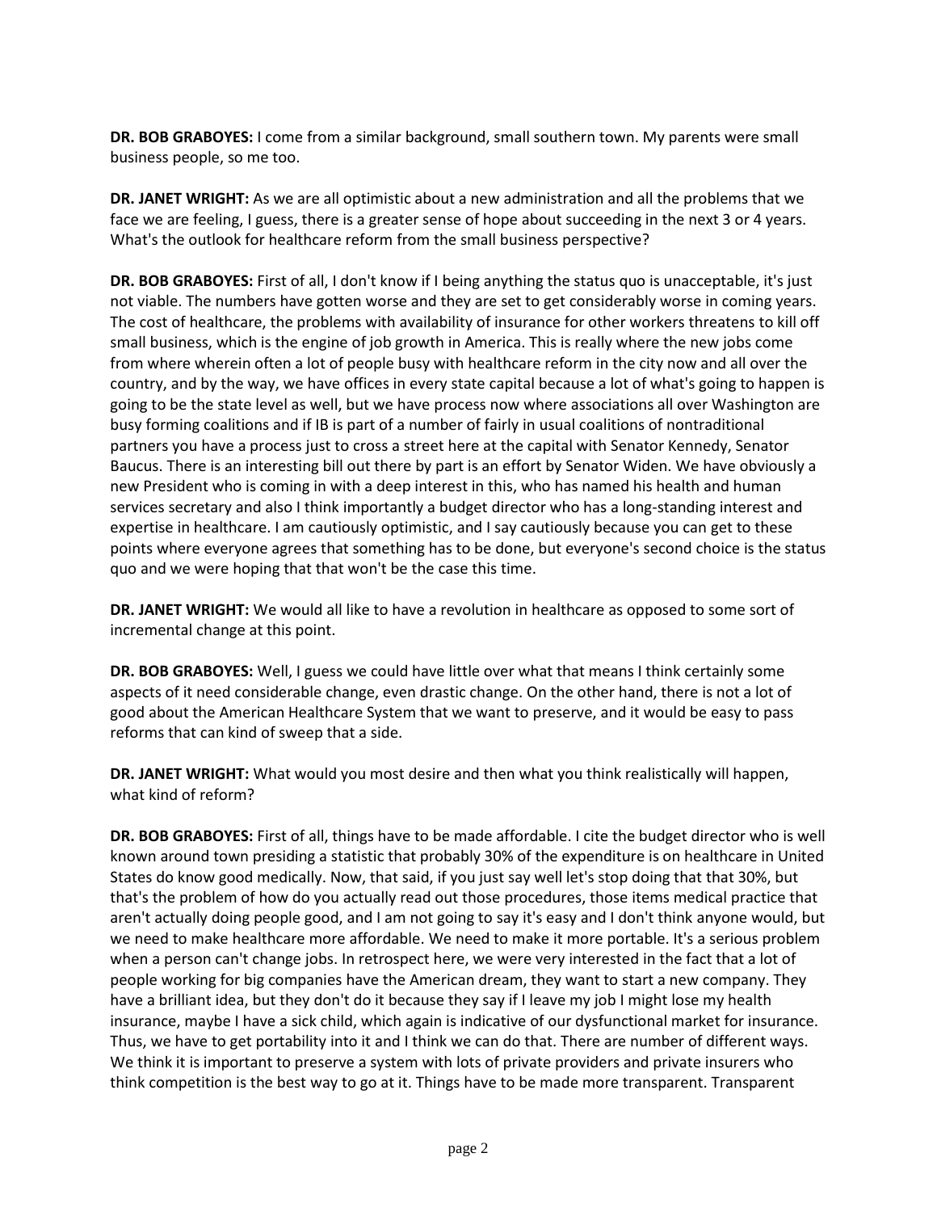**DR. BOB GRABOYES:** I come from a similar background, small southern town. My parents were small business people, so me too.

**DR. JANET WRIGHT:** As we are all optimistic about a new administration and all the problems that we face we are feeling, I guess, there is a greater sense of hope about succeeding in the next 3 or 4 years. What's the outlook for healthcare reform from the small business perspective?

**DR. BOB GRABOYES:** First of all, I don't know if I being anything the status quo is unacceptable, it's just not viable. The numbers have gotten worse and they are set to get considerably worse in coming years. The cost of healthcare, the problems with availability of insurance for other workers threatens to kill off small business, which is the engine of job growth in America. This is really where the new jobs come from where wherein often a lot of people busy with healthcare reform in the city now and all over the country, and by the way, we have offices in every state capital because a lot of what's going to happen is going to be the state level as well, but we have process now where associations all over Washington are busy forming coalitions and if IB is part of a number of fairly in usual coalitions of nontraditional partners you have a process just to cross a street here at the capital with Senator Kennedy, Senator Baucus. There is an interesting bill out there by part is an effort by Senator Widen. We have obviously a new President who is coming in with a deep interest in this, who has named his health and human services secretary and also I think importantly a budget director who has a long-standing interest and expertise in healthcare. I am cautiously optimistic, and I say cautiously because you can get to these points where everyone agrees that something has to be done, but everyone's second choice is the status quo and we were hoping that that won't be the case this time.

**DR. JANET WRIGHT:** We would all like to have a revolution in healthcare as opposed to some sort of incremental change at this point.

**DR. BOB GRABOYES:** Well, I guess we could have little over what that means I think certainly some aspects of it need considerable change, even drastic change. On the other hand, there is not a lot of good about the American Healthcare System that we want to preserve, and it would be easy to pass reforms that can kind of sweep that a side.

**DR. JANET WRIGHT:** What would you most desire and then what you think realistically will happen, what kind of reform?

**DR. BOB GRABOYES:** First of all, things have to be made affordable. I cite the budget director who is well known around town presiding a statistic that probably 30% of the expenditure is on healthcare in United States do know good medically. Now, that said, if you just say well let's stop doing that that 30%, but that's the problem of how do you actually read out those procedures, those items medical practice that aren't actually doing people good, and I am not going to say it's easy and I don't think anyone would, but we need to make healthcare more affordable. We need to make it more portable. It's a serious problem when a person can't change jobs. In retrospect here, we were very interested in the fact that a lot of people working for big companies have the American dream, they want to start a new company. They have a brilliant idea, but they don't do it because they say if I leave my job I might lose my health insurance, maybe I have a sick child, which again is indicative of our dysfunctional market for insurance. Thus, we have to get portability into it and I think we can do that. There are number of different ways. We think it is important to preserve a system with lots of private providers and private insurers who think competition is the best way to go at it. Things have to be made more transparent. Transparent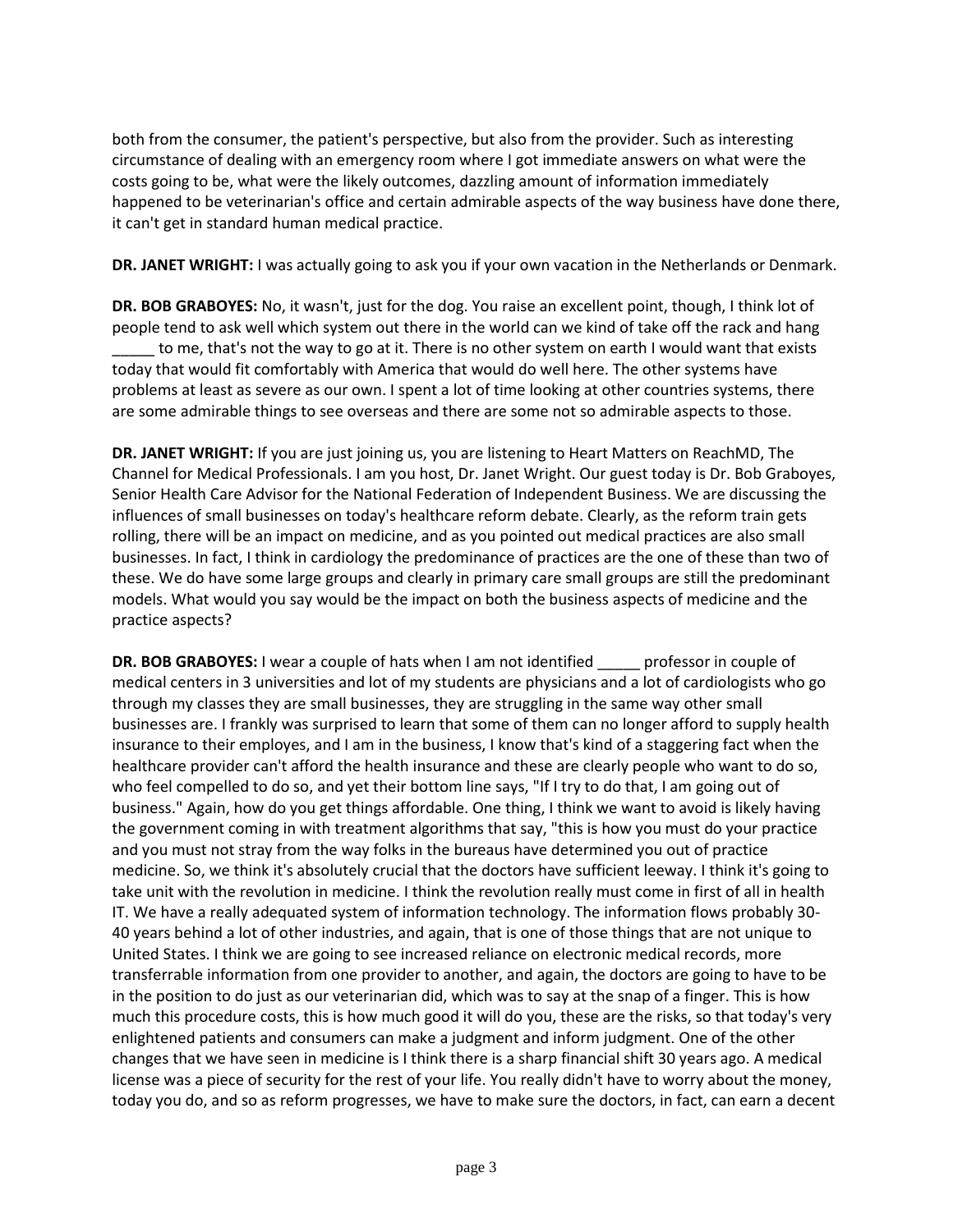both from the consumer, the patient's perspective, but also from the provider. Such as interesting circumstance of dealing with an emergency room where I got immediate answers on what were the costs going to be, what were the likely outcomes, dazzling amount of information immediately happened to be veterinarian's office and certain admirable aspects of the way business have done there, it can't get in standard human medical practice.

**DR. JANET WRIGHT:** I was actually going to ask you if your own vacation in the Netherlands or Denmark.

**DR. BOB GRABOYES:** No, it wasn't, just for the dog. You raise an excellent point, though, I think lot of people tend to ask well which system out there in the world can we kind of take off the rack and hang _____ to me, that's not the way to go at it. There is no other system on earth I would want that exists today that would fit comfortably with America that would do well here. The other systems have problems at least as severe as our own. I spent a lot of time looking at other countries systems, there are some admirable things to see overseas and there are some not so admirable aspects to those.

**DR. JANET WRIGHT:** If you are just joining us, you are listening to Heart Matters on ReachMD, The Channel for Medical Professionals. I am you host, Dr. Janet Wright. Our guest today is Dr. Bob Graboyes, Senior Health Care Advisor for the National Federation of Independent Business. We are discussing the influences of small businesses on today's healthcare reform debate. Clearly, as the reform train gets rolling, there will be an impact on medicine, and as you pointed out medical practices are also small businesses. In fact, I think in cardiology the predominance of practices are the one of these than two of these. We do have some large groups and clearly in primary care small groups are still the predominant models. What would you say would be the impact on both the business aspects of medicine and the practice aspects?

**DR. BOB GRABOYES:** I wear a couple of hats when I am not identified _____ professor in couple of medical centers in 3 universities and lot of my students are physicians and a lot of cardiologists who go through my classes they are small businesses, they are struggling in the same way other small businesses are. I frankly was surprised to learn that some of them can no longer afford to supply health insurance to their employes, and I am in the business, I know that's kind of a staggering fact when the healthcare provider can't afford the health insurance and these are clearly people who want to do so, who feel compelled to do so, and yet their bottom line says, "If I try to do that, I am going out of business." Again, how do you get things affordable. One thing, I think we want to avoid is likely having the government coming in with treatment algorithms that say, "this is how you must do your practice and you must not stray from the way folks in the bureaus have determined you out of practice medicine. So, we think it's absolutely crucial that the doctors have sufficient leeway. I think it's going to take unit with the revolution in medicine. I think the revolution really must come in first of all in health IT. We have a really adequated system of information technology. The information flows probably 30-40 years behind a lot of other industries, and again, that is one of those things that are not unique to United States. I think we are going to see increased reliance on electronic medical records, more transferrable information from one provider to another, and again, the doctors are going to have to be in the position to do just as our veterinarian did, which was to say at the snap of a finger. This is how much this procedure costs, this is how much good it will do you, these are the risks, so that today's very enlightened patients and consumers can make a judgment and inform judgment. One of the other changes that we have seen in medicine is I think there is a sharp financial shift 30 years ago. A medical license was a piece of security for the rest of your life. You really didn't have to worry about the money, today you do, and so as reform progresses, we have to make sure the doctors, in fact, can earn a decent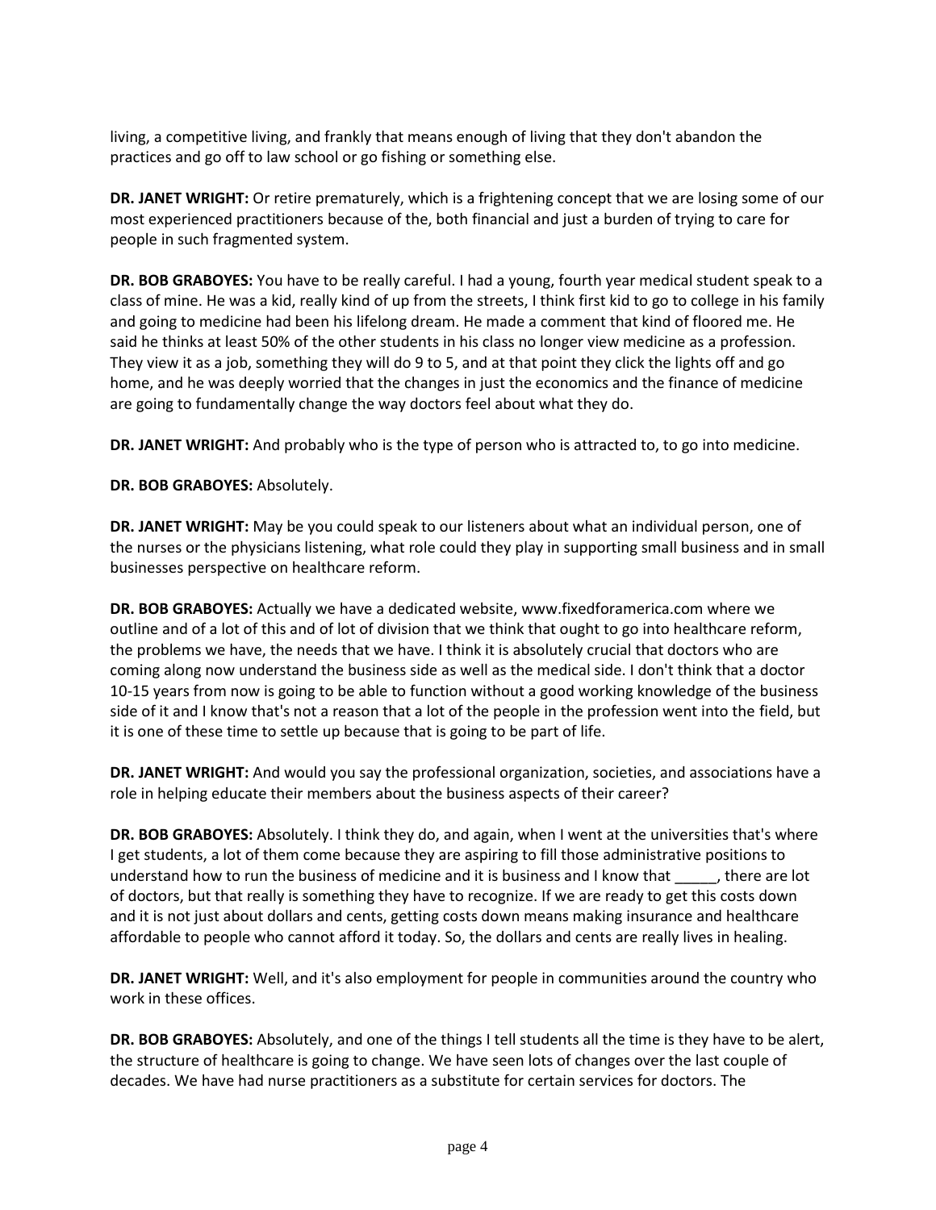living, a competitive living, and frankly that means enough of living that they don't abandon the practices and go off to law school or go fishing or something else.

**DR. JANET WRIGHT:** Or retire prematurely, which is a frightening concept that we are losing some of our most experienced practitioners because of the, both financial and just a burden of trying to care for people in such fragmented system.

**DR. BOB GRABOYES:** You have to be really careful. I had a young, fourth year medical student speak to a class of mine. He was a kid, really kind of up from the streets, I think first kid to go to college in his family and going to medicine had been his lifelong dream. He made a comment that kind of floored me. He said he thinks at least 50% of the other students in his class no longer view medicine as a profession. They view it as a job, something they will do 9 to 5, and at that point they click the lights off and go home, and he was deeply worried that the changes in just the economics and the finance of medicine are going to fundamentally change the way doctors feel about what they do.

**DR. JANET WRIGHT:** And probably who is the type of person who is attracted to, to go into medicine.

**DR. BOB GRABOYES:** Absolutely.

**DR. JANET WRIGHT:** May be you could speak to our listeners about what an individual person, one of the nurses or the physicians listening, what role could they play in supporting small business and in small businesses perspective on healthcare reform.

**DR. BOB GRABOYES:** Actually we have a dedicated website, www.fixedforamerica.com where we outline and of a lot of this and of lot of division that we think that ought to go into healthcare reform, the problems we have, the needs that we have. I think it is absolutely crucial that doctors who are coming along now understand the business side as well as the medical side. I don't think that a doctor 10-15 years from now is going to be able to function without a good working knowledge of the business side of it and I know that's not a reason that a lot of the people in the profession went into the field, but it is one of these time to settle up because that is going to be part of life.

**DR. JANET WRIGHT:** And would you say the professional organization, societies, and associations have a role in helping educate their members about the business aspects of their career?

**DR. BOB GRABOYES:** Absolutely. I think they do, and again, when I went at the universities that's where I get students, a lot of them come because they are aspiring to fill those administrative positions to understand how to run the business of medicine and it is business and I know that _____, there are lot of doctors, but that really is something they have to recognize. If we are ready to get this costs down and it is not just about dollars and cents, getting costs down means making insurance and healthcare affordable to people who cannot afford it today. So, the dollars and cents are really lives in healing.

**DR. JANET WRIGHT:** Well, and it's also employment for people in communities around the country who work in these offices.

**DR. BOB GRABOYES:** Absolutely, and one of the things I tell students all the time is they have to be alert, the structure of healthcare is going to change. We have seen lots of changes over the last couple of decades. We have had nurse practitioners as a substitute for certain services for doctors. The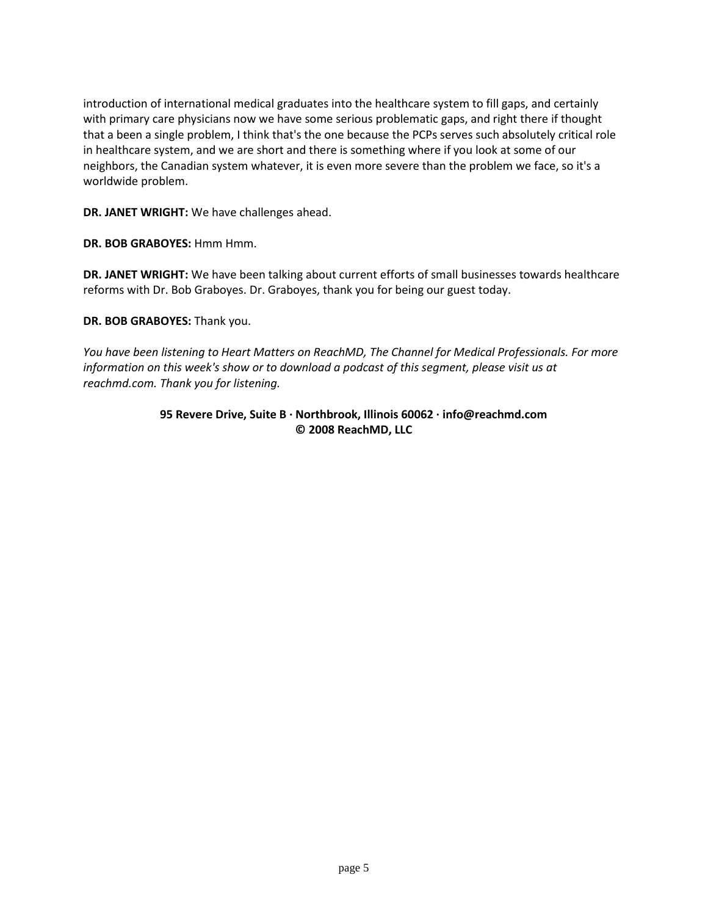introduction of international medical graduates into the healthcare system to fill gaps, and certainly with primary care physicians now we have some serious problematic gaps, and right there if thought that a been a single problem, I think that's the one because the PCPs serves such absolutely critical role in healthcare system, and we are short and there is something where if you look at some of our neighbors, the Canadian system whatever, it is even more severe than the problem we face, so it's a worldwide problem.

**DR. JANET WRIGHT:** We have challenges ahead.

**DR. BOB GRABOYES:** Hmm Hmm.

**DR. JANET WRIGHT:** We have been talking about current efforts of small businesses towards healthcare reforms with Dr. Bob Graboyes. Dr. Graboyes, thank you for being our guest today.

**DR. BOB GRABOYES:** Thank you.

*You have been listening to Heart Matters on ReachMD, The Channel for Medical Professionals. For more information on this week's show or to download a podcast of this segment, please visit us at reachmd.com. Thank you for listening.*

**95 Revere Drive, Suite B · Northbrook, Illinois 60062 · info@reachmd.com**
**© 2008 ReachMD, LLC**